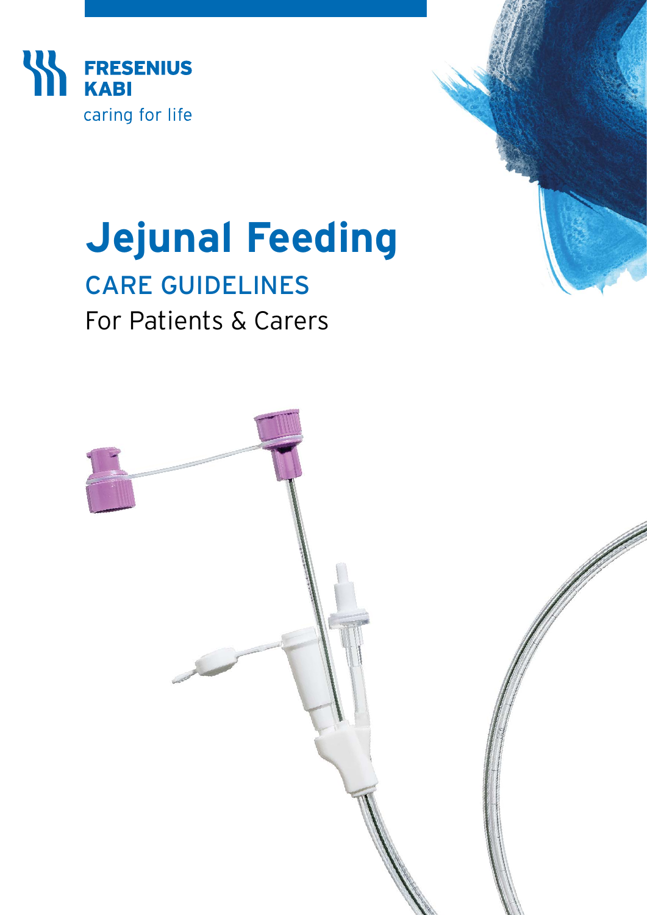FRESENIUS KABI

caring for life

# Jejunal Feeding

## CARE GUIDELINES

For Patients & Carers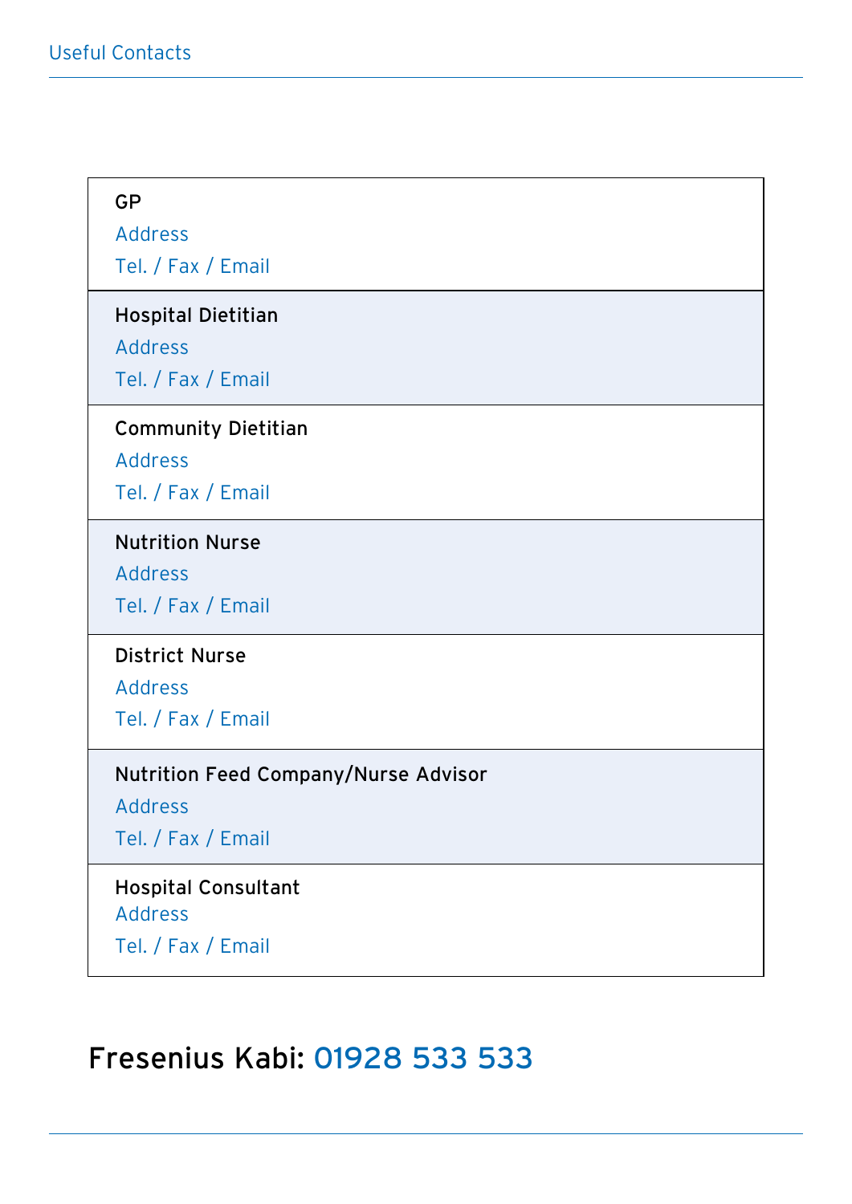# Useful Contacts

**GP**
Address
Tel. / Fax / Email

**Hospital Dietitian**
Address
Tel. / Fax / Email

**Community Dietitian**
Address
Tel. / Fax / Email

**Nutrition Nurse**
Address
Tel. / Fax / Email

**District Nurse**
Address
Tel. / Fax / Email

**Nutrition Feed Company/Nurse Advisor**
Address
Tel. / Fax / Email

**Hospital Consultant**
Address
Tel. / Fax / Email

## Fresenius Kabi: 01928 533 533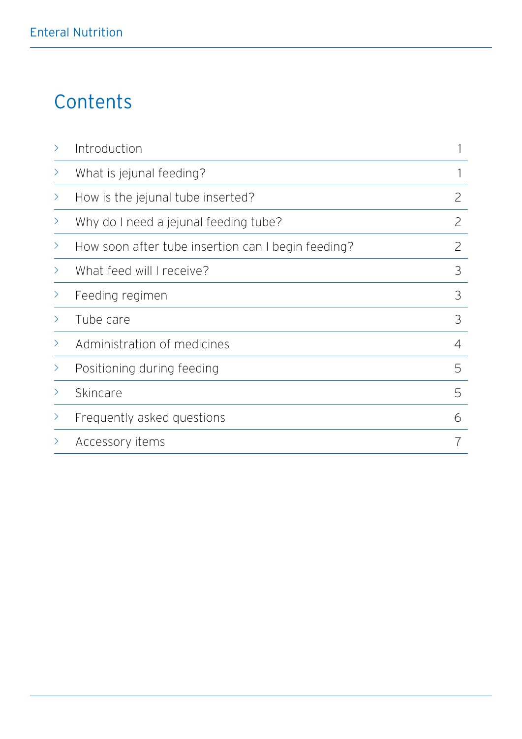# Contents

| | |
|---|---|
| Introduction | 1 |
| What is jejunal feeding? | 1 |
| How is the jejunal tube inserted? | 2 |
| Why do I need a jejunal feeding tube? | 2 |
| How soon after tube insertion can I begin feeding? | 2 |
| What feed will I receive? | 3 |
| Feeding regimen | 3 |
| Tube care | 3 |
| Administration of medicines | 4 |
| Positioning during feeding | 5 |
| Skincare | 5 |
| Frequently asked questions | 6 |
| Accessory items | 7 |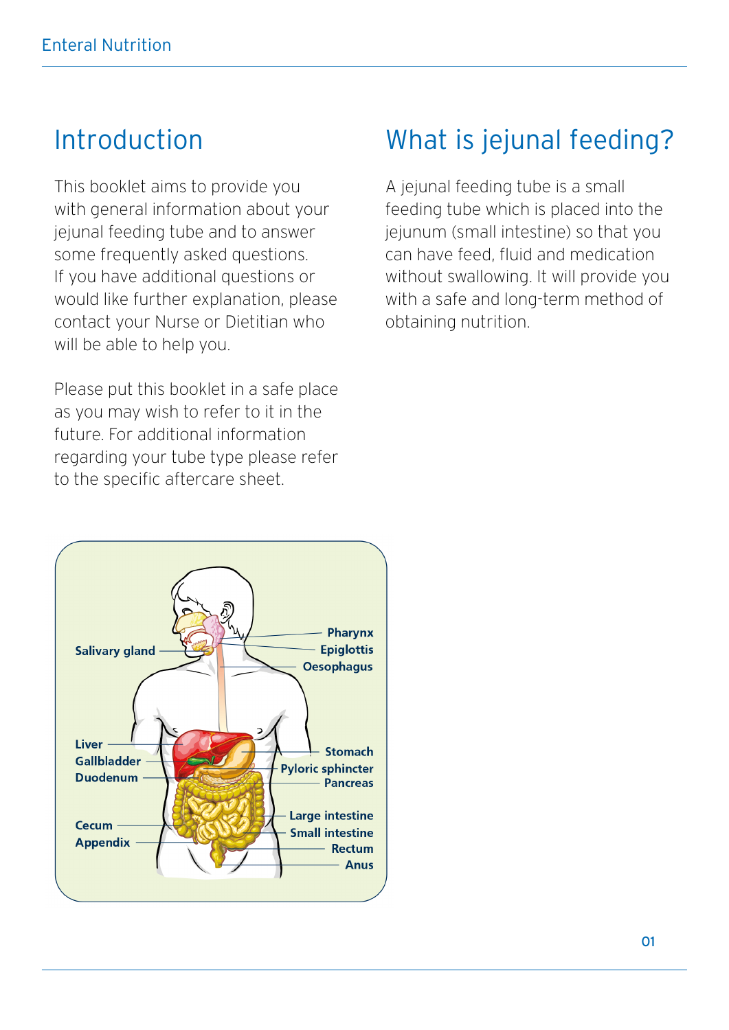## Introduction

This booklet aims to provide you with general information about your jejunal feeding tube and to answer some frequently asked questions. If you have additional questions or would like further explanation, please contact your Nurse or Dietitian who will be able to help you.

Please put this booklet in a safe place as you may wish to refer to it in the future. For additional information regarding your tube type please refer to the specific aftercare sheet.

## What is jejunal feeding?

A jejunal feeding tube is a small feeding tube which is placed into the jejunum (small intestine) so that you can have feed, fluid and medication without swallowing. It will provide you with a safe and long-term method of obtaining nutrition.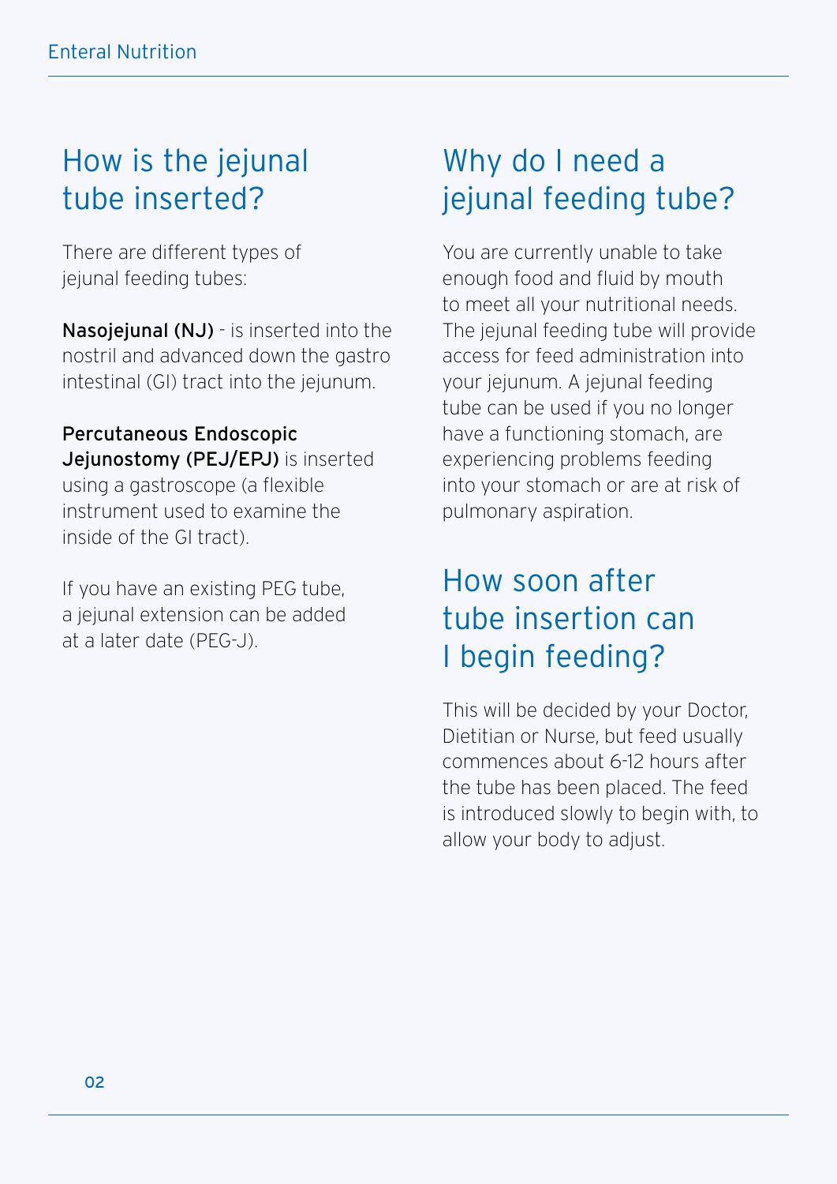## How is the jejunal tube inserted?

There are different types of jejunal feeding tubes:

**Nasojejunal (NJ)** - is inserted into the nostril and advanced down the gastro intestinal (GI) tract into the jejunum.

**Percutaneous Endoscopic Jejunostomy (PEJ/EPJ)** is inserted using a gastroscope (a flexible instrument used to examine the inside of the GI tract).

If you have an existing PEG tube, a jejunal extension can be added at a later date (PEG-J).

## Why do I need a jejunal feeding tube?

You are currently unable to take enough food and fluid by mouth to meet all your nutritional needs. The jejunal feeding tube will provide access for feed administration into your jejunum. A jejunal feeding tube can be used if you no longer have a functioning stomach, are experiencing problems feeding into your stomach or are at risk of pulmonary aspiration.

## How soon after tube insertion can I begin feeding?

This will be decided by your Doctor, Dietitian or Nurse, but feed usually commences about 6-12 hours after the tube has been placed. The feed is introduced slowly to begin with, to allow your body to adjust.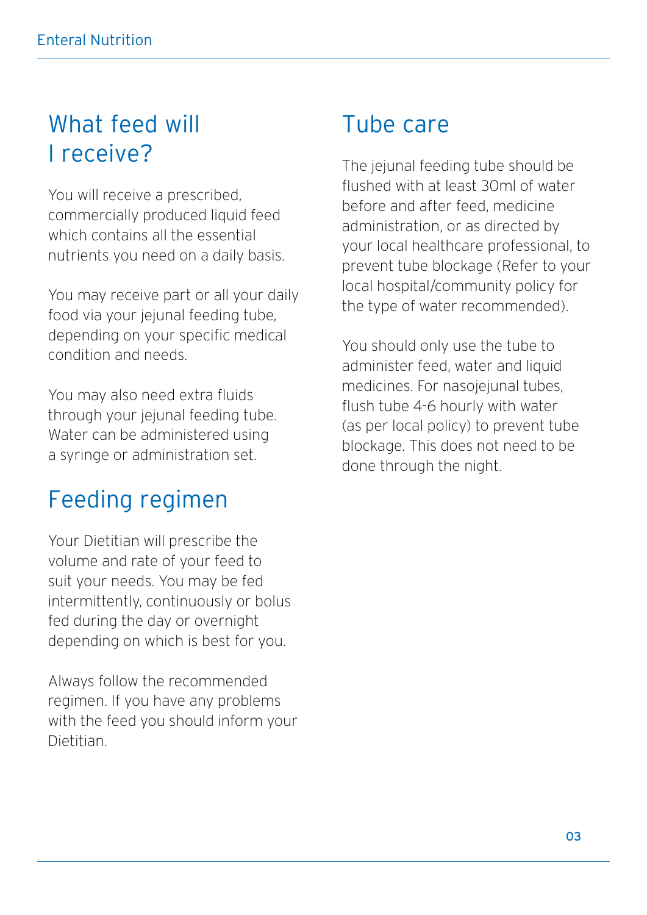## What feed will I receive?

You will receive a prescribed, commercially produced liquid feed which contains all the essential nutrients you need on a daily basis.

You may receive part or all your daily food via your jejunal feeding tube, depending on your specific medical condition and needs.

You may also need extra fluids through your jejunal feeding tube. Water can be administered using a syringe or administration set.

## Feeding regimen

Your Dietitian will prescribe the volume and rate of your feed to suit your needs. You may be fed intermittently, continuously or bolus fed during the day or overnight depending on which is best for you.

Always follow the recommended regimen. If you have any problems with the feed you should inform your Dietitian.

## Tube care

The jejunal feeding tube should be flushed with at least 30ml of water before and after feed, medicine administration, or as directed by your local healthcare professional, to prevent tube blockage (Refer to your local hospital/community policy for the type of water recommended).

You should only use the tube to administer feed, water and liquid medicines. For nasojejunal tubes, flush tube 4-6 hourly with water (as per local policy) to prevent tube blockage. This does not need to be done through the night.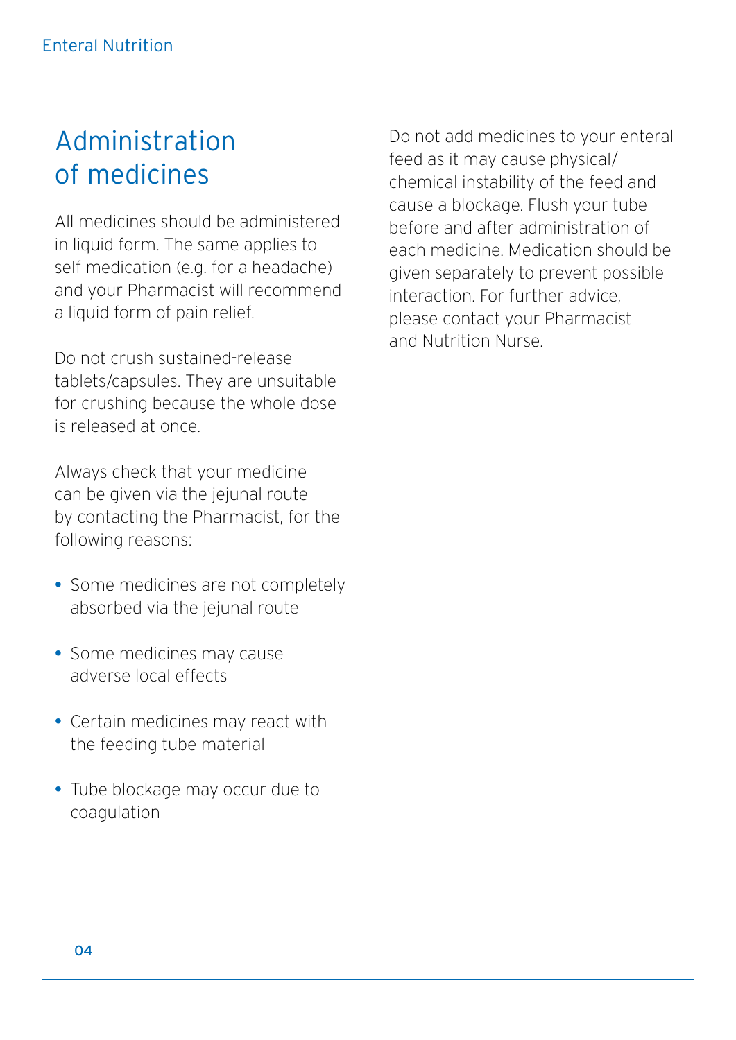# Administration of medicines

All medicines should be administered in liquid form. The same applies to self medication (e.g. for a headache) and your Pharmacist will recommend a liquid form of pain relief.

Do not crush sustained-release tablets/capsules. They are unsuitable for crushing because the whole dose is released at once.

Always check that your medicine can be given via the jejunal route by contacting the Pharmacist, for the following reasons:

- Some medicines are not completely absorbed via the jejunal route
- Some medicines may cause adverse local effects
- Certain medicines may react with the feeding tube material
- Tube blockage may occur due to coagulation

Do not add medicines to your enteral feed as it may cause physical/chemical instability of the feed and cause a blockage. Flush your tube before and after administration of each medicine. Medication should be given separately to prevent possible interaction. For further advice, please contact your Pharmacist and Nutrition Nurse.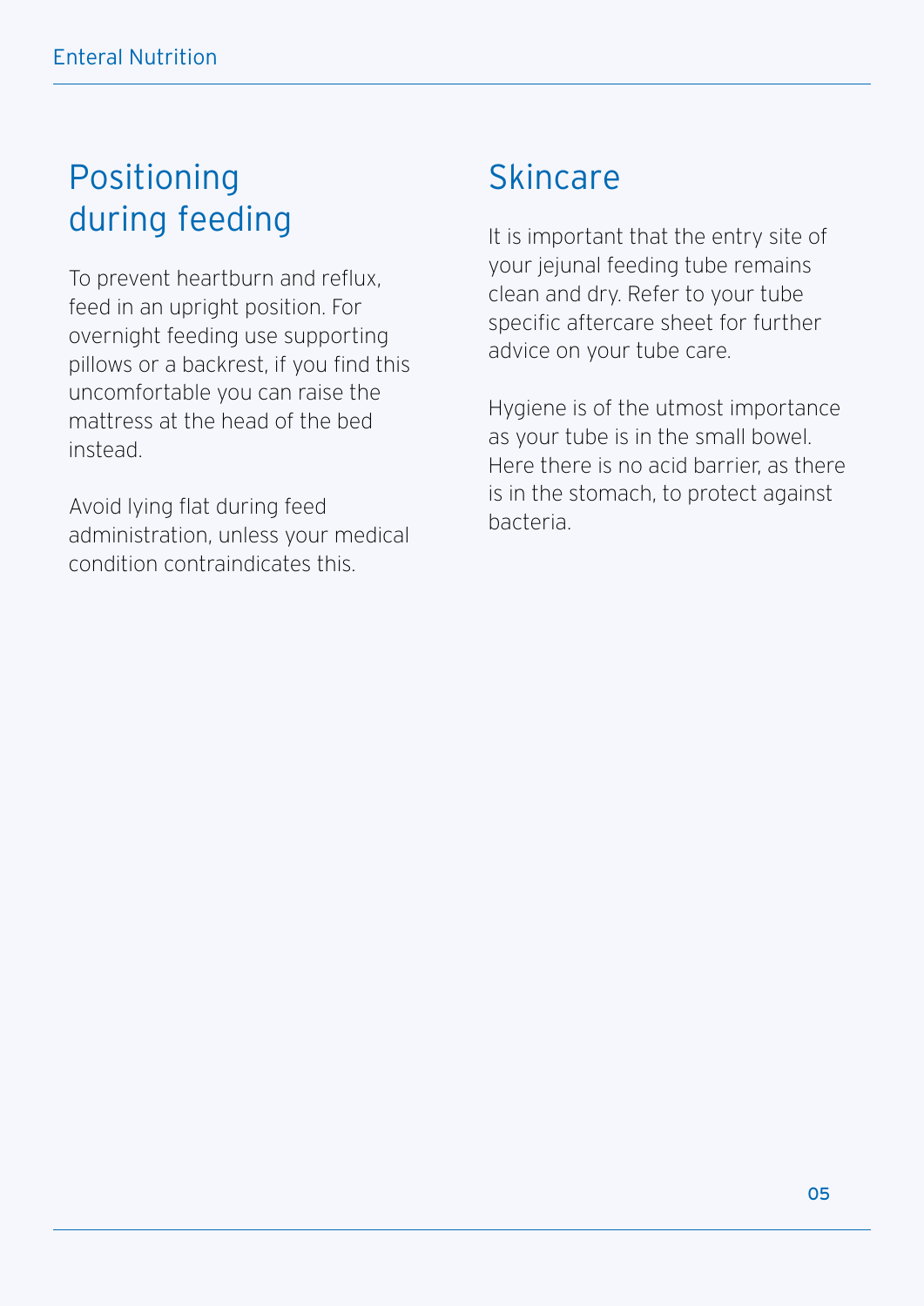## Positioning during feeding

To prevent heartburn and reflux, feed in an upright position. For overnight feeding use supporting pillows or a backrest, if you find this uncomfortable you can raise the mattress at the head of the bed instead.

Avoid lying flat during feed administration, unless your medical condition contraindicates this.

## Skincare

It is important that the entry site of your jejunal feeding tube remains clean and dry. Refer to your tube specific aftercare sheet for further advice on your tube care.

Hygiene is of the utmost importance as your tube is in the small bowel. Here there is no acid barrier, as there is in the stomach, to protect against bacteria.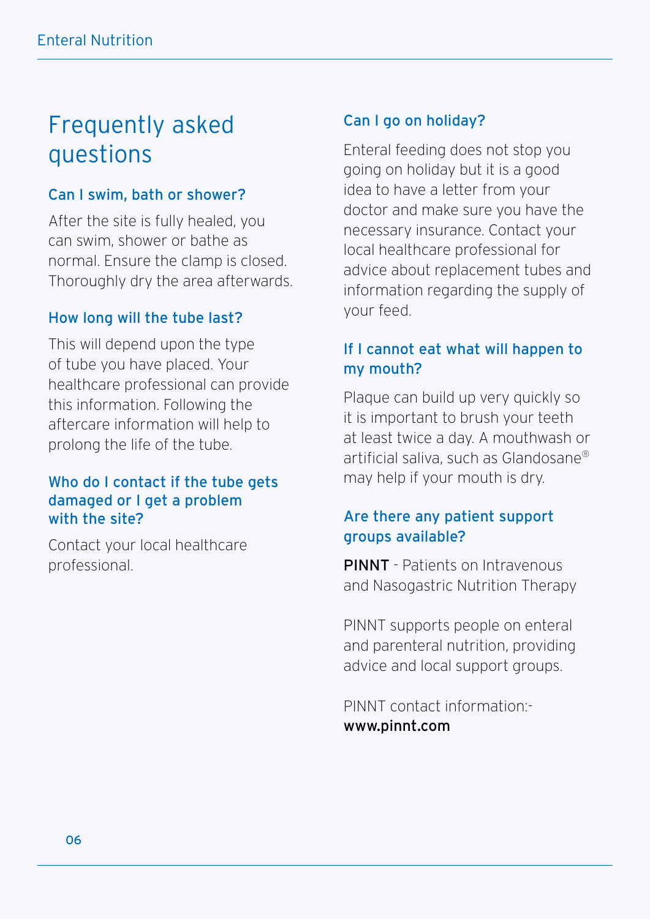# Frequently asked questions

### Can I swim, bath or shower?

After the site is fully healed, you can swim, shower or bathe as normal. Ensure the clamp is closed. Thoroughly dry the area afterwards.

### How long will the tube last?

This will depend upon the type of tube you have placed. Your healthcare professional can provide this information. Following the aftercare information will help to prolong the life of the tube.

### Who do I contact if the tube gets damaged or I get a problem with the site?

Contact your local healthcare professional.

### Can I go on holiday?

Enteral feeding does not stop you going on holiday but it is a good idea to have a letter from your doctor and make sure you have the necessary insurance. Contact your local healthcare professional for advice about replacement tubes and information regarding the supply of your feed.

### If I cannot eat what will happen to my mouth?

Plaque can build up very quickly so it is important to brush your teeth at least twice a day. A mouthwash or artificial saliva, such as Glandosane® may help if your mouth is dry.

### Are there any patient support groups available?

**PINNT** - Patients on Intravenous and Nasogastric Nutrition Therapy

PINNT supports people on enteral and parenteral nutrition, providing advice and local support groups.

PINNT contact information:-
**www.pinnt.com**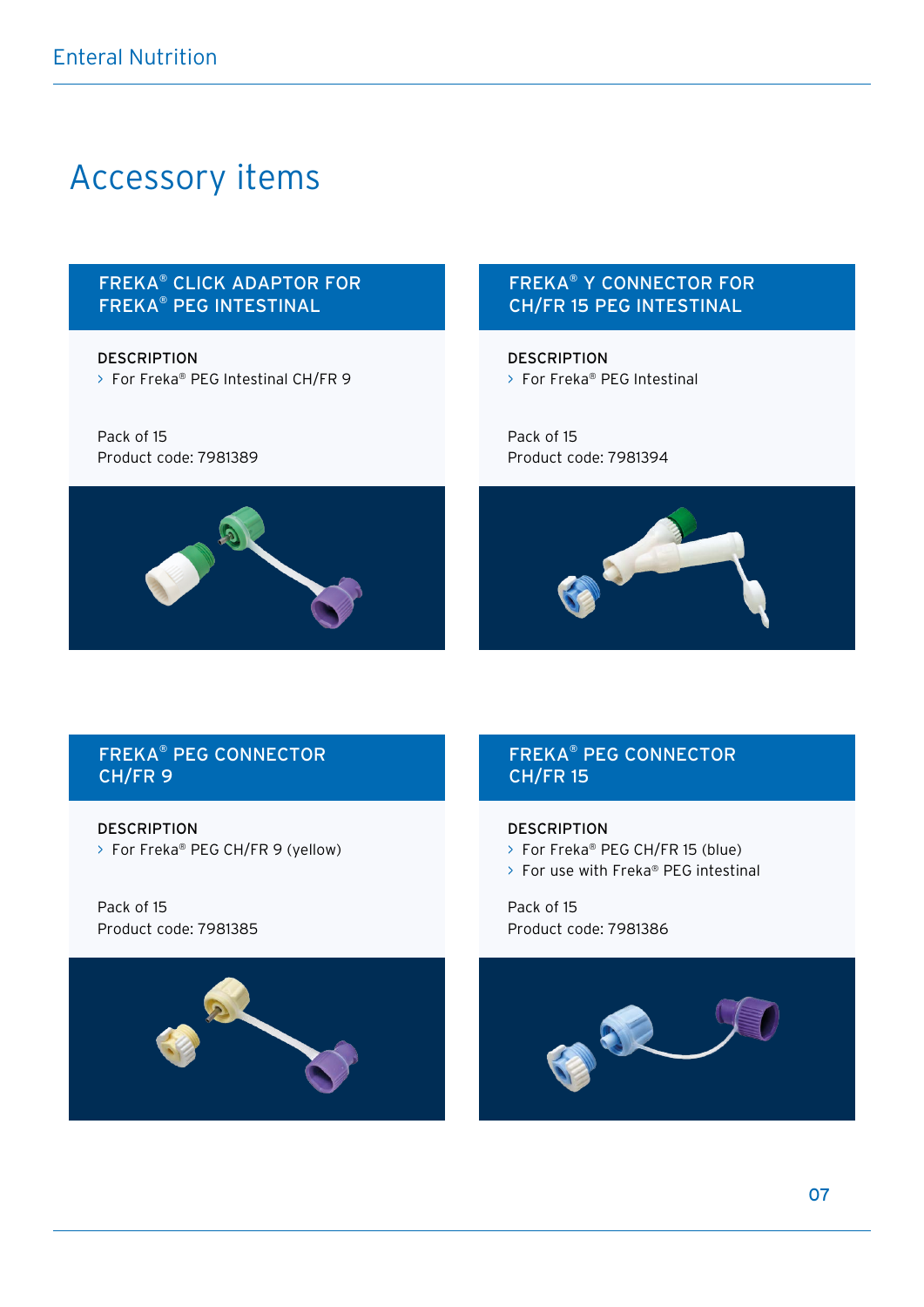# Accessory items

## FREKA® CLICK ADAPTOR FOR FREKA® PEG INTESTINAL

**DESCRIPTION**

- For Freka® PEG Intestinal CH/FR 9

Pack of 15
Product code: 7981389

## FREKA® Y CONNECTOR FOR CH/FR 15 PEG INTESTINAL

**DESCRIPTION**

- For Freka® PEG Intestinal

Pack of 15
Product code: 7981394

## FREKA® PEG CONNECTOR CH/FR 9

**DESCRIPTION**

- For Freka® PEG CH/FR 9 (yellow)

Pack of 15
Product code: 7981385

## FREKA® PEG CONNECTOR CH/FR 15

**DESCRIPTION**

- For Freka® PEG CH/FR 15 (blue)
- For use with Freka® PEG intestinal

Pack of 15
Product code: 7981386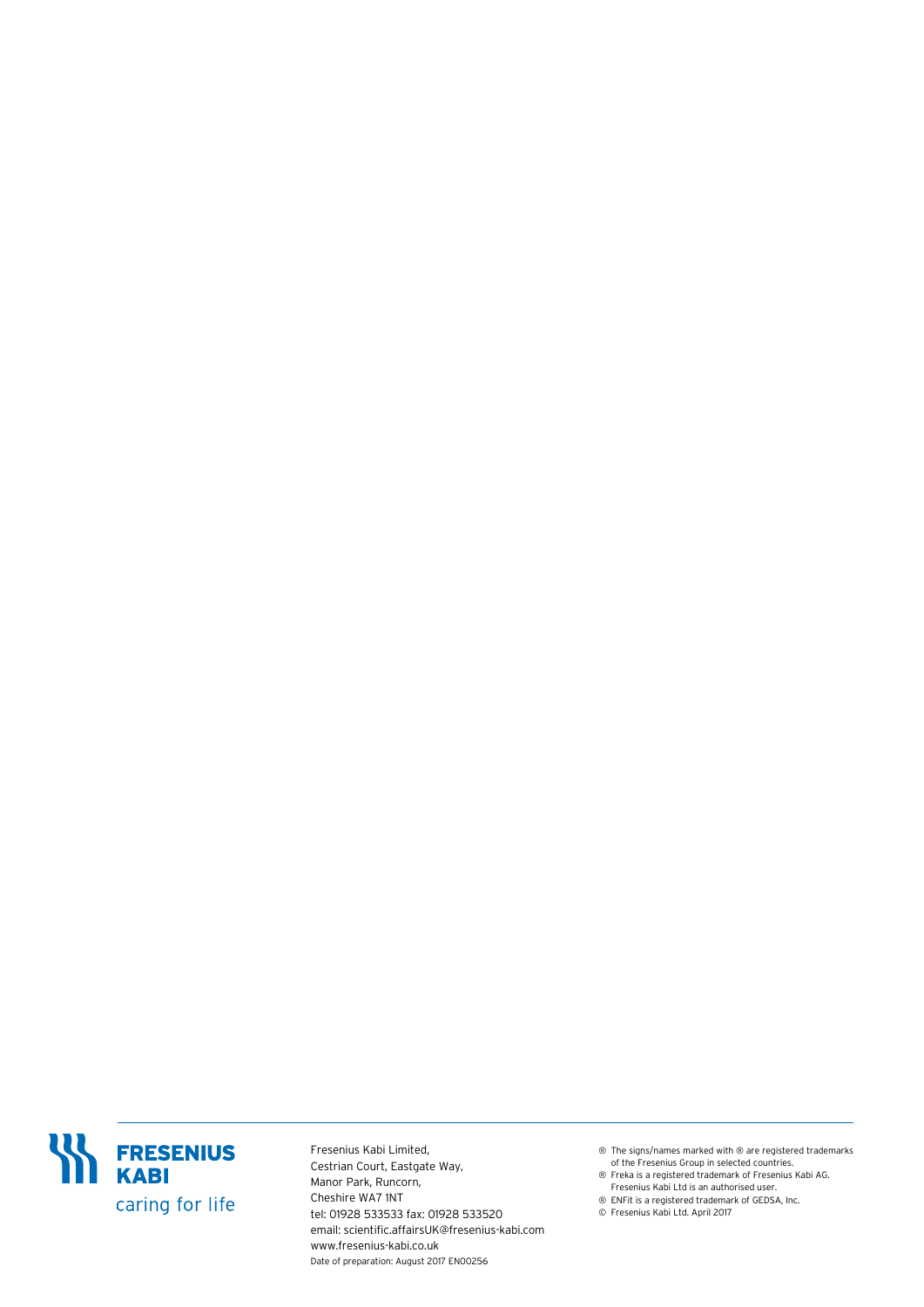FRESENIUS KABI

caring for life

Fresenius Kabi Limited,
Cestrian Court, Eastgate Way,
Manor Park, Runcorn,
Cheshire WA7 1NT
tel: 01928 533533 fax: 01928 533520
email: scientific.affairsUK@fresenius-kabi.com
www.fresenius-kabi.co.uk
Date of preparation: August 2017 EN00256

® The signs/names marked with ® are registered trademarks of the Fresenius Group in selected countries.
® Freka is a registered trademark of Fresenius Kabi AG. Fresenius Kabi Ltd is an authorised user.
® ENFit is a registered trademark of GEDSA, Inc.
© Fresenius Kabi Ltd. April 2017